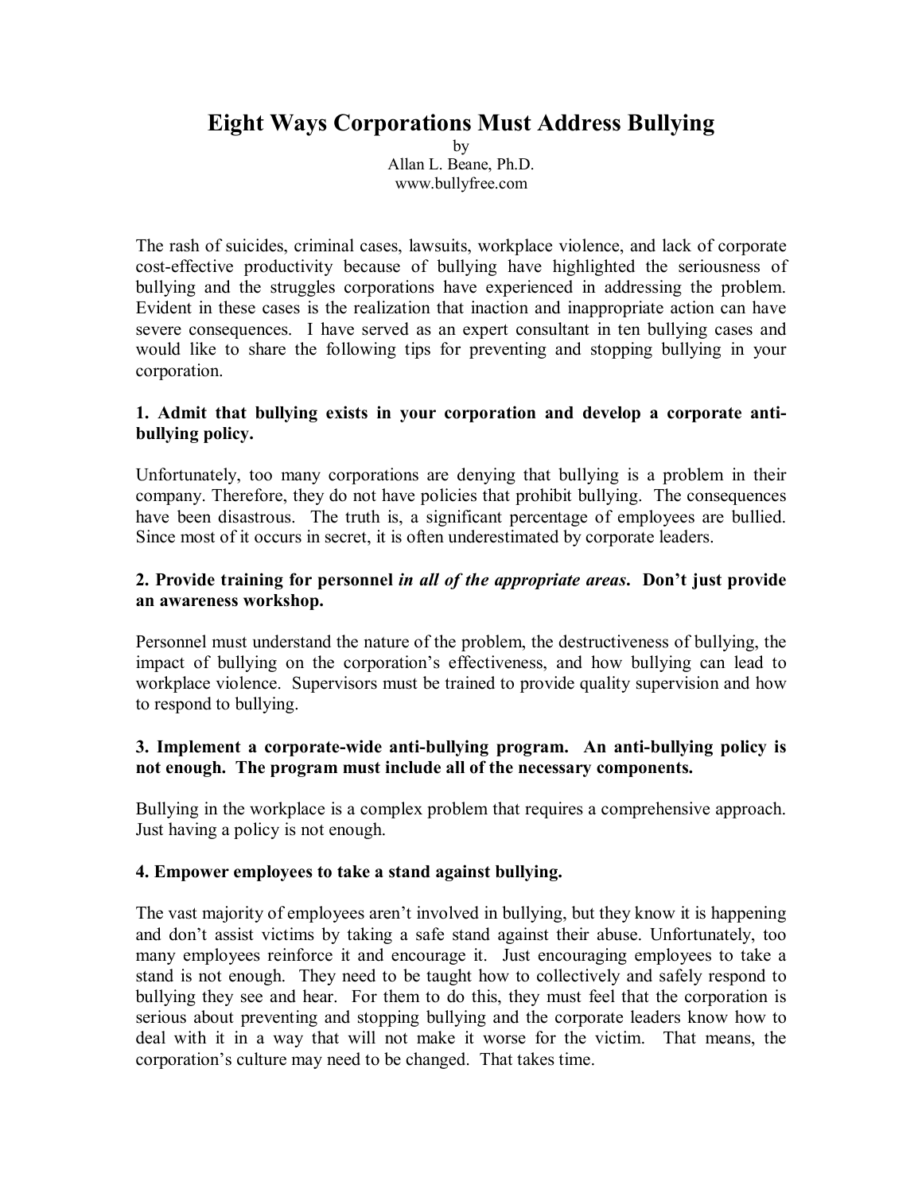# Eight Ways Corporations Must Address Bullying

by
Allan L. Beane, Ph.D.
www.bullyfree.com

The rash of suicides, criminal cases, lawsuits, workplace violence, and lack of corporate cost-effective productivity because of bullying have highlighted the seriousness of bullying and the struggles corporations have experienced in addressing the problem. Evident in these cases is the realization that inaction and inappropriate action can have severe consequences. I have served as an expert consultant in ten bullying cases and would like to share the following tips for preventing and stopping bullying in your corporation.

**1. Admit that bullying exists in your corporation and develop a corporate anti-bullying policy.**

Unfortunately, too many corporations are denying that bullying is a problem in their company. Therefore, they do not have policies that prohibit bullying. The consequences have been disastrous. The truth is, a significant percentage of employees are bullied. Since most of it occurs in secret, it is often underestimated by corporate leaders.

**2. Provide training for personnel *in all of the appropriate areas*. Don't just provide an awareness workshop.**

Personnel must understand the nature of the problem, the destructiveness of bullying, the impact of bullying on the corporation's effectiveness, and how bullying can lead to workplace violence. Supervisors must be trained to provide quality supervision and how to respond to bullying.

**3. Implement a corporate-wide anti-bullying program. An anti-bullying policy is not enough. The program must include all of the necessary components.**

Bullying in the workplace is a complex problem that requires a comprehensive approach. Just having a policy is not enough.

**4. Empower employees to take a stand against bullying.**

The vast majority of employees aren't involved in bullying, but they know it is happening and don't assist victims by taking a safe stand against their abuse. Unfortunately, too many employees reinforce it and encourage it. Just encouraging employees to take a stand is not enough. They need to be taught how to collectively and safely respond to bullying they see and hear. For them to do this, they must feel that the corporation is serious about preventing and stopping bullying and the corporate leaders know how to deal with it in a way that will not make it worse for the victim. That means, the corporation's culture may need to be changed. That takes time.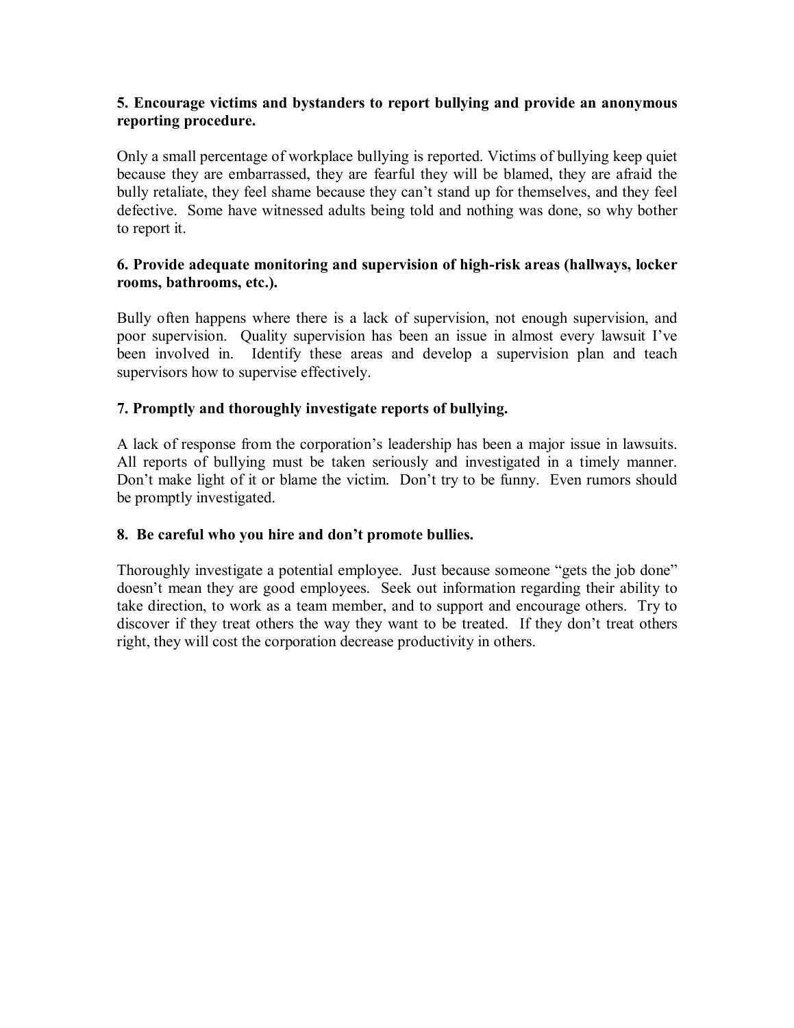**5. Encourage victims and bystanders to report bullying and provide an anonymous reporting procedure.**

Only a small percentage of workplace bullying is reported. Victims of bullying keep quiet because they are embarrassed, they are fearful they will be blamed, they are afraid the bully retaliate, they feel shame because they can't stand up for themselves, and they feel defective. Some have witnessed adults being told and nothing was done, so why bother to report it.

**6. Provide adequate monitoring and supervision of high-risk areas (hallways, locker rooms, bathrooms, etc.).**

Bully often happens where there is a lack of supervision, not enough supervision, and poor supervision. Quality supervision has been an issue in almost every lawsuit I've been involved in. Identify these areas and develop a supervision plan and teach supervisors how to supervise effectively.

**7. Promptly and thoroughly investigate reports of bullying.**

A lack of response from the corporation's leadership has been a major issue in lawsuits. All reports of bullying must be taken seriously and investigated in a timely manner. Don't make light of it or blame the victim. Don't try to be funny. Even rumors should be promptly investigated.

**8. Be careful who you hire and don't promote bullies.**

Thoroughly investigate a potential employee. Just because someone "gets the job done" doesn't mean they are good employees. Seek out information regarding their ability to take direction, to work as a team member, and to support and encourage others. Try to discover if they treat others the way they want to be treated. If they don't treat others right, they will cost the corporation decrease productivity in others.